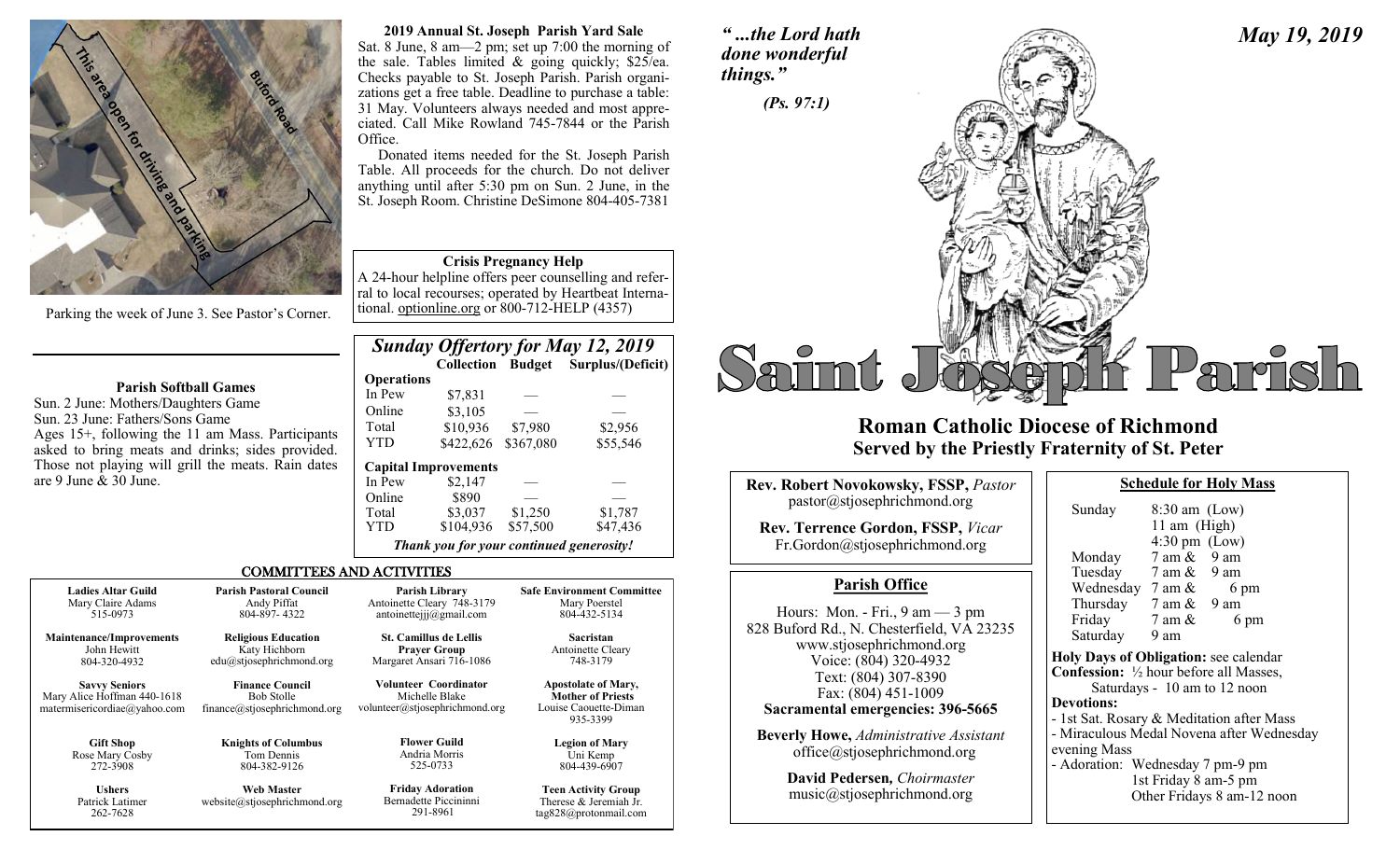This area open for driving and parking

Buford Road

Parking the week of June 3. See Pastor's Corner.

### 2019 Annual St. Joseph Parish Yard Sale

Sat. 8 June, 8 am—2 pm; set up 7:00 the morning of the sale. Tables limited & going quickly; $25/ea. Checks payable to St. Joseph Parish. Parish organizations get a free table. Deadline to purchase a table: 31 May. Volunteers always needed and most appreciated. Call Mike Rowland 745-7844 or the Parish Office.

Donated items needed for the St. Joseph Parish Table. All proceeds for the church. Do not deliver anything until after 5:30 pm on Sun. 2 June, in the St. Joseph Room. Christine DeSimone 804-405-7381

### Crisis Pregnancy Help

A 24-hour helpline offers peer counselling and referral to local recourses; operated by Heartbeat International. optionline.org or 800-712-HELP (4357)

### Parish Softball Games

Sun. 2 June: Mothers/Daughters Game
Sun. 23 June: Fathers/Sons Game
Ages 15+, following the 11 am Mass. Participants asked to bring meats and drinks; sides provided. Those not playing will grill the meats. Rain dates are 9 June & 30 June.

### *Sunday Offertory for May 12, 2019*

| | Collection | Budget | Surplus/(Deficit) |
|---|---|---|---|
| **Operations** | | | |
| In Pew | $7,831 | — | — |
| Online | $3,105 | — | — |
| Total | $10,936 | $7,980 | $2,956 |
| YTD | $422,626 | $367,080 | $55,546 |
| **Capital Improvements** | | | |
| In Pew | $2,147 | — | — |
| Online | $890 | — | — |
| Total | $3,037 | $1,250 | $1,787 |
| YTD | $104,936 | $57,500 | $47,436 |

***Thank you for your continued generosity!***

### COMMITTEES AND ACTIVITIES

| | | | |
|---|---|---|---|
| **Ladies Altar Guild** Mary Claire Adams 515-0973 | **Parish Pastoral Council** Andy Piffat 804-897- 4322 | **Parish Library** Antoinette Cleary 748-3179 antoinettejjj@gmail.com | **Safe Environment Committee** Mary Poerstel 804-432-5134 |
| **Maintenance/Improvements** John Hewitt 804-320-4932 | **Religious Education** Katy Hichborn edu@stjosephrichmond.org | **St. Camillus de Lellis Prayer Group** Margaret Ansari 716-1086 | **Sacristan** Antoinette Cleary 748-3179 |
| **Savvy Seniors** Mary Alice Hoffman 440-1618 matermisericordiae@yahoo.com | **Finance Council** Bob Stolle finance@stjosephrichmond.org | **Volunteer Coordinator** Michelle Blake volunteer@stjosephrichmond.org | **Apostolate of Mary, Mother of Priests** Louise Caouette-Diman 935-3399 |
| **Gift Shop** Rose Mary Cosby 272-3908 | **Knights of Columbus** Tom Dennis 804-382-9126 | **Flower Guild** Andria Morris 525-0733 | **Legion of Mary** Uni Kemp 804-439-6907 |
| **Ushers** Patrick Latimer 262-7628 | **Web Master** website@stjosephrichmond.org | **Friday Adoration** Bernadette Piccininni 291-8961 | **Teen Activity Group** Therese & Jeremiah Jr. tag828@protonmail.com |

***"...the Lord hath done wonderful things."***

***(Ps. 97:1)***

***May 19, 2019***

# Saint Joseph Parish

## Roman Catholic Diocese of Richmond
## Served by the Priestly Fraternity of St. Peter

**Rev. Robert Novokowsky, FSSP,** *Pastor*
pastor@stjosephrichmond.org

**Rev. Terrence Gordon, FSSP,** *Vicar*
Fr.Gordon@stjosephrichmond.org

### Parish Office

Hours: Mon. - Fri., 9 am — 3 pm
828 Buford Rd., N. Chesterfield, VA 23235
www.stjosephrichmond.org
Voice: (804) 320-4932
Text: (804) 307-8390
Fax: (804) 451-1009
**Sacramental emergencies: 396-5665**

**Beverly Howe,** *Administrative Assistant*
office@stjosephrichmond.org

**David Pedersen,** *Choirmaster*
music@stjosephrichmond.org

### Schedule for Holy Mass

| | |
|---|---|
| Sunday | 8:30 am (Low) |
| | 11 am (High) |
| | 4:30 pm (Low) |
| Monday | 7 am & 9 am |
| Tuesday | 7 am & 9 am |
| Wednesday | 7 am & 6 pm |
| Thursday | 7 am & 9 am |
| Friday | 7 am & 6 pm |
| Saturday | 9 am |

**Holy Days of Obligation:** see calendar
**Confession:** ½ hour before all Masses,
Saturdays - 10 am to 12 noon
**Devotions:**
- 1st Sat. Rosary & Meditation after Mass
- Miraculous Medal Novena after Wednesday evening Mass
- Adoration: Wednesday 7 pm-9 pm
  1st Friday 8 am-5 pm
  Other Fridays 8 am-12 noon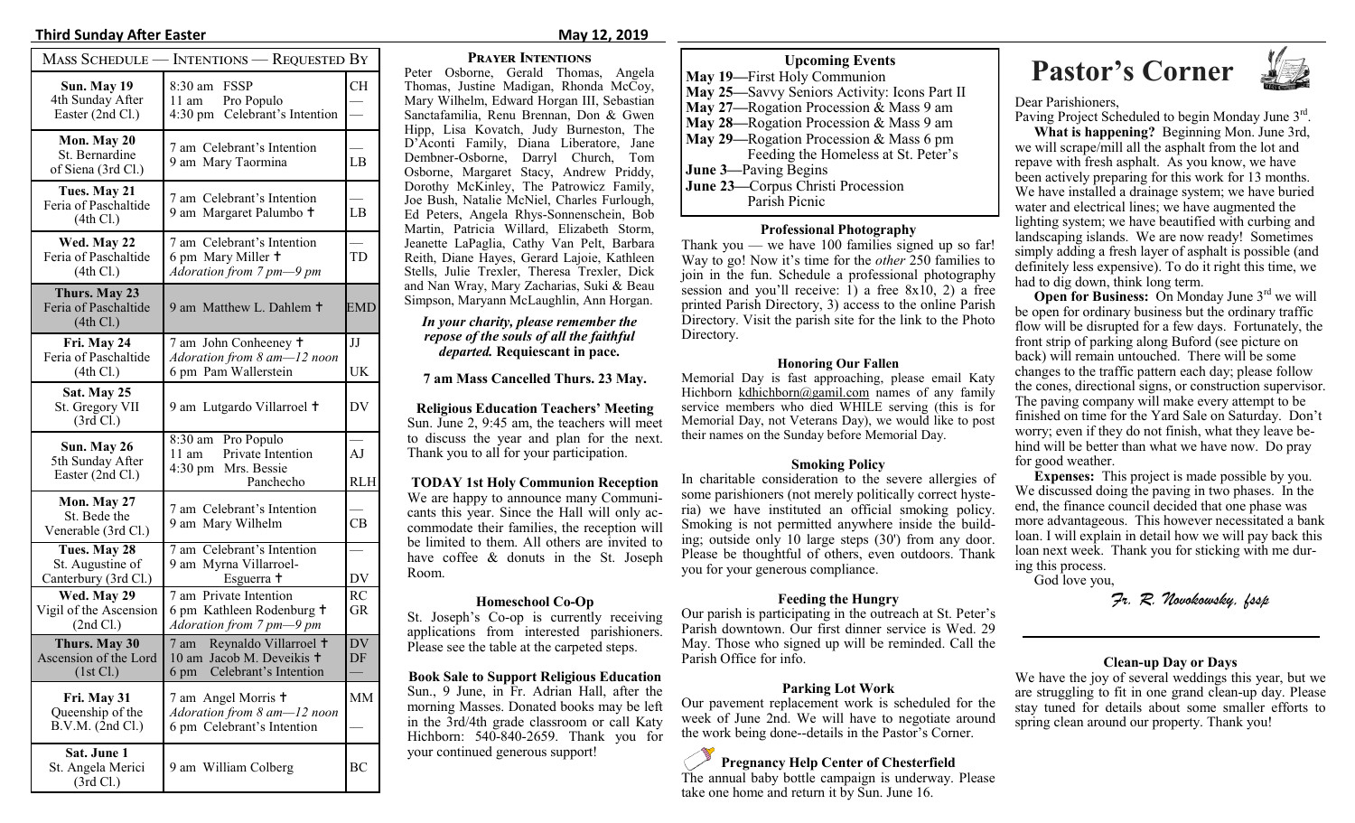| Mass Schedule — Intentions — Requested By | | |
|---|---|---|
| **Sun. May 19** 4th Sunday After Easter (2nd Cl.) | 8:30 am FSSP<br>11 am Pro Populo<br>4:30 pm Celebrant's Intention | CH<br>—<br>— |
| **Mon. May 20** St. Bernardine of Siena (3rd Cl.) | 7 am Celebrant's Intention<br>9 am Mary Taormina | —<br>LB |
| **Tues. May 21** Feria of Paschaltide (4th Cl.) | 7 am Celebrant's Intention<br>9 am Margaret Palumbo ✝ | —<br>LB |
| **Wed. May 22** Feria of Paschaltide (4th Cl.) | 7 am Celebrant's Intention<br>6 pm Mary Miller ✝<br>*Adoration from 7 pm—9 pm* | —<br>TD |
| **Thurs. May 23** Feria of Paschaltide (4th Cl.) | 9 am Matthew L. Dahlem ✝ | EMD |
| **Fri. May 24** Feria of Paschaltide (4th Cl.) | 7 am John Conheeney ✝<br>*Adoration from 8 am—12 noon*<br>6 pm Pam Wallerstein | JJ<br><br>UK |
| **Sat. May 25** St. Gregory VII (3rd Cl.) | 9 am Lutgardo Villarroel ✝ | DV |
| **Sun. May 26** 5th Sunday After Easter (2nd Cl.) | 8:30 am Pro Populo<br>11 am Private Intention<br>4:30 pm Mrs. Bessie Panchecho | —<br>AJ<br>RLH |
| **Mon. May 27** St. Bede the Venerable (3rd Cl.) | 7 am Celebrant's Intention<br>9 am Mary Wilhelm | —<br>CB |
| **Tues. May 28** St. Augustine of Canterbury (3rd Cl.) | 7 am Celebrant's Intention<br>9 am Myrna Villarroel-Esguerra ✝ | —<br>DV |
| **Wed. May 29** Vigil of the Ascension (2nd Cl.) | 7 am Private Intention<br>6 pm Kathleen Rodenburg ✝<br>*Adoration from 7 pm—9 pm* | RC<br>GR |
| **Thurs. May 30** Ascension of the Lord (1st Cl.) | 7 am Reynaldo Villarroel ✝<br>10 am Jacob M. Deveikis ✝<br>6 pm Celebrant's Intention | DV<br>DF<br>— |
| **Fri. May 31** Queenship of the B.V.M. (2nd Cl.) | 7 am Angel Morris ✝<br>*Adoration from 8 am—12 noon*<br>6 pm Celebrant's Intention | MM<br><br>— |
| **Sat. June 1** St. Angela Merici (3rd Cl.) | 9 am William Colberg | BC |

## Prayer Intentions

Peter Osborne, Gerald Thomas, Angela Thomas, Justine Madigan, Rhonda McCoy, Mary Wilhelm, Edward Horgan III, Sebastian Sanctafamilia, Renu Brennan, Don & Gwen Hipp, Lisa Kovatch, Judy Burneston, The D'Aconti Family, Diana Liberatore, Jane Dembner-Osborne, Darryl Church, Tom Osborne, Margaret Stacy, Andrew Priddy, Dorothy McKinley, The Patrowicz Family, Joe Bush, Natalie McNiel, Charles Furlough, Ed Peters, Angela Rhys-Sonnenschein, Bob Martin, Patricia Willard, Elizabeth Storm, Jeanette LaPaglia, Cathy Van Pelt, Barbara Reith, Diane Hayes, Gerard Lajoie, Kathleen Stells, Julie Trexler, Theresa Trexler, Dick and Nan Wray, Mary Zacharias, Suki & Beau Simpson, Maryann McLaughlin, Ann Horgan.

***In your charity, please remember the repose of the souls of all the faithful departed.* Requiescant in pace.**

**7 am Mass Cancelled Thurs. 23 May.**

### Religious Education Teachers' Meeting

Sun. June 2, 9:45 am, the teachers will meet to discuss the year and plan for the next. Thank you to all for your participation.

### TODAY 1st Holy Communion Reception

We are happy to announce many Communicants this year. Since the Hall will only accommodate their families, the reception will be limited to them. All others are invited to have coffee & donuts in the St. Joseph Room.

### Homeschool Co-Op

St. Joseph's Co-op is currently receiving applications from interested parishioners. Please see the table at the carpeted steps.

### Book Sale to Support Religious Education

Sun., 9 June, in Fr. Adrian Hall, after the morning Masses. Donated books may be left in the 3rd/4th grade classroom or call Katy Hichborn: 540-840-2659. Thank you for your continued generous support!

### Upcoming Events

**May 19**—First Holy Communion
**May 25**—Savvy Seniors Activity: Icons Part II
**May 27**—Rogation Procession & Mass 9 am
**May 28**—Rogation Procession & Mass 9 am
**May 29**—Rogation Procession & Mass 6 pm
Feeding the Homeless at St. Peter's
**June 3**—Paving Begins
**June 23**—Corpus Christi Procession
Parish Picnic

### Professional Photography

Thank you — we have 100 families signed up so far! Way to go! Now it's time for the *other* 250 families to join in the fun. Schedule a professional photography session and you'll receive: 1) a free 8x10, 2) a free printed Parish Directory, 3) access to the online Parish Directory. Visit the parish site for the link to the Photo Directory.

### Honoring Our Fallen

Memorial Day is fast approaching, please email Katy Hichborn kdhichborn@gamil.com names of any family service members who died WHILE serving (this is for Memorial Day, not Veterans Day), we would like to post their names on the Sunday before Memorial Day.

### Smoking Policy

In charitable consideration to the severe allergies of some parishioners (not merely politically correct hysteria) we have instituted an official smoking policy. Smoking is not permitted anywhere inside the building; outside only 10 large steps (30') from any door. Please be thoughtful of others, even outdoors. Thank you for your generous compliance.

### Feeding the Hungry

Our parish is participating in the outreach at St. Peter's Parish downtown. Our first dinner service is Wed. 29 May. Those who signed up will be reminded. Call the Parish Office for info.

### Parking Lot Work

Our pavement replacement work is scheduled for the week of June 2nd. We will have to negotiate around the work being done--details in the Pastor's Corner.

### Pregnancy Help Center of Chesterfield

The annual baby bottle campaign is underway. Please take one home and return it by Sun. June 16.

# Pastor's Corner

Dear Parishioners,

Paving Project Scheduled to begin Monday June 3rd.

**What is happening?** Beginning Mon. June 3rd, we will scrape/mill all the asphalt from the lot and repave with fresh asphalt. As you know, we have been actively preparing for this work for 13 months. We have installed a drainage system; we have buried water and electrical lines; we have augmented the lighting system; we have beautified with curbing and landscaping islands. We are now ready! Sometimes simply adding a fresh layer of asphalt is possible (and definitely less expensive). To do it right this time, we had to dig down, think long term.

**Open for Business:** On Monday June 3rd we will be open for ordinary business but the ordinary traffic flow will be disrupted for a few days. Fortunately, the front strip of parking along Buford (see picture on back) will remain untouched. There will be some changes to the traffic pattern each day; please follow the cones, directional signs, or construction supervisor. The paving company will make every attempt to be finished on time for the Yard Sale on Saturday. Don't worry; even if they do not finish, what they leave behind will be better than what we have now. Do pray for good weather.

**Expenses:** This project is made possible by you. We discussed doing the paving in two phases. In the end, the finance council decided that one phase was more advantageous. This however necessitated a bank loan. I will explain in detail how we will pay back this loan next week. Thank you for sticking with me during this process.

God love you,

*Fr. R. Novokowsky, fssp*

### Clean-up Day or Days

We have the joy of several weddings this year, but we are struggling to fit in one grand clean-up day. Please stay tuned for details about some smaller efforts to spring clean around our property. Thank you!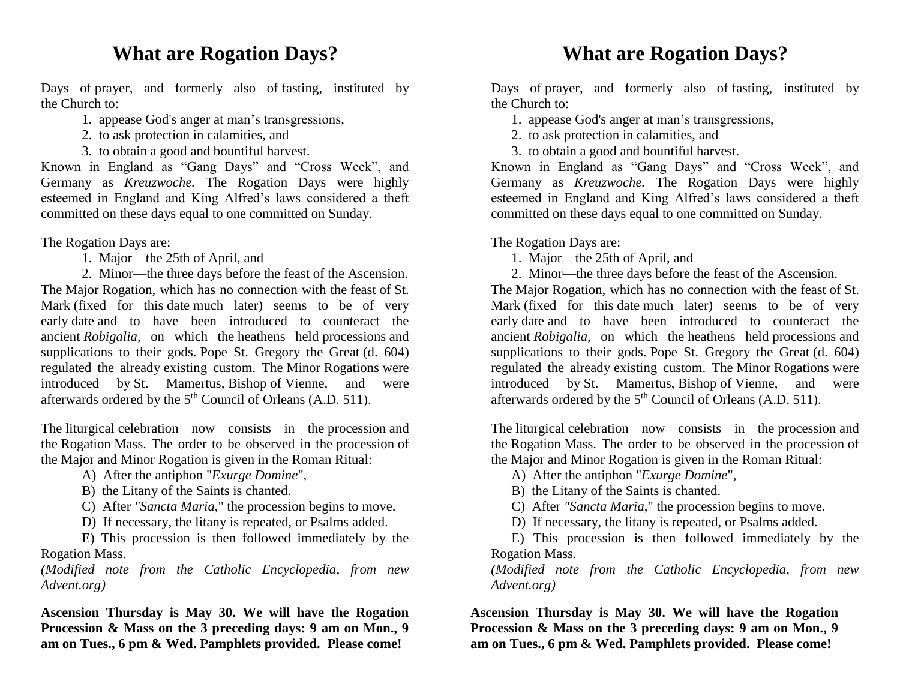# What are Rogation Days?

Days of prayer, and formerly also of fasting, instituted by the Church to:

1. appease God's anger at man's transgressions,
2. to ask protection in calamities, and
3. to obtain a good and bountiful harvest.

Known in England as "Gang Days" and "Cross Week", and Germany as *Kreuzwoche.* The Rogation Days were highly esteemed in England and King Alfred's laws considered a theft committed on these days equal to one committed on Sunday.

The Rogation Days are:

1. Major—the 25th of April, and
2. Minor—the three days before the feast of the Ascension.

The Major Rogation, which has no connection with the feast of St. Mark (fixed for this date much later) seems to be of very early date and to have been introduced to counteract the ancient *Robigalia*, on which the heathens held processions and supplications to their gods. Pope St. Gregory the Great (d. 604) regulated the already existing custom. The Minor Rogations were introduced by St. Mamertus, Bishop of Vienne, and were afterwards ordered by the 5th Council of Orleans (A.D. 511).

The liturgical celebration now consists in the procession and the Rogation Mass. The order to be observed in the procession of the Major and Minor Rogation is given in the Roman Ritual:

A) After the antiphon "*Exurge Domine*",
B) the Litany of the Saints is chanted.
C) After *"Sancta Maria*," the procession begins to move.
D) If necessary, the litany is repeated, or Psalms added.
E) This procession is then followed immediately by the Rogation Mass.

*(Modified note from the Catholic Encyclopedia, from new Advent.org)*

**Ascension Thursday is May 30. We will have the Rogation Procession & Mass on the 3 preceding days: 9 am on Mon., 9 am on Tues., 6 pm & Wed. Pamphlets provided. Please come!**

# What are Rogation Days?

Days of prayer, and formerly also of fasting, instituted by the Church to:

1. appease God's anger at man's transgressions,
2. to ask protection in calamities, and
3. to obtain a good and bountiful harvest.

Known in England as "Gang Days" and "Cross Week", and Germany as *Kreuzwoche.* The Rogation Days were highly esteemed in England and King Alfred's laws considered a theft committed on these days equal to one committed on Sunday.

The Rogation Days are:

1. Major—the 25th of April, and
2. Minor—the three days before the feast of the Ascension.

The Major Rogation, which has no connection with the feast of St. Mark (fixed for this date much later) seems to be of very early date and to have been introduced to counteract the ancient *Robigalia*, on which the heathens held processions and supplications to their gods. Pope St. Gregory the Great (d. 604) regulated the already existing custom. The Minor Rogations were introduced by St. Mamertus, Bishop of Vienne, and were afterwards ordered by the 5th Council of Orleans (A.D. 511).

The liturgical celebration now consists in the procession and the Rogation Mass. The order to be observed in the procession of the Major and Minor Rogation is given in the Roman Ritual:

A) After the antiphon "*Exurge Domine*",
B) the Litany of the Saints is chanted.
C) After *"Sancta Maria*," the procession begins to move.
D) If necessary, the litany is repeated, or Psalms added.
E) This procession is then followed immediately by the Rogation Mass.

*(Modified note from the Catholic Encyclopedia, from new Advent.org)*

**Ascension Thursday is May 30. We will have the Rogation Procession & Mass on the 3 preceding days: 9 am on Mon., 9 am on Tues., 6 pm & Wed. Pamphlets provided. Please come!**